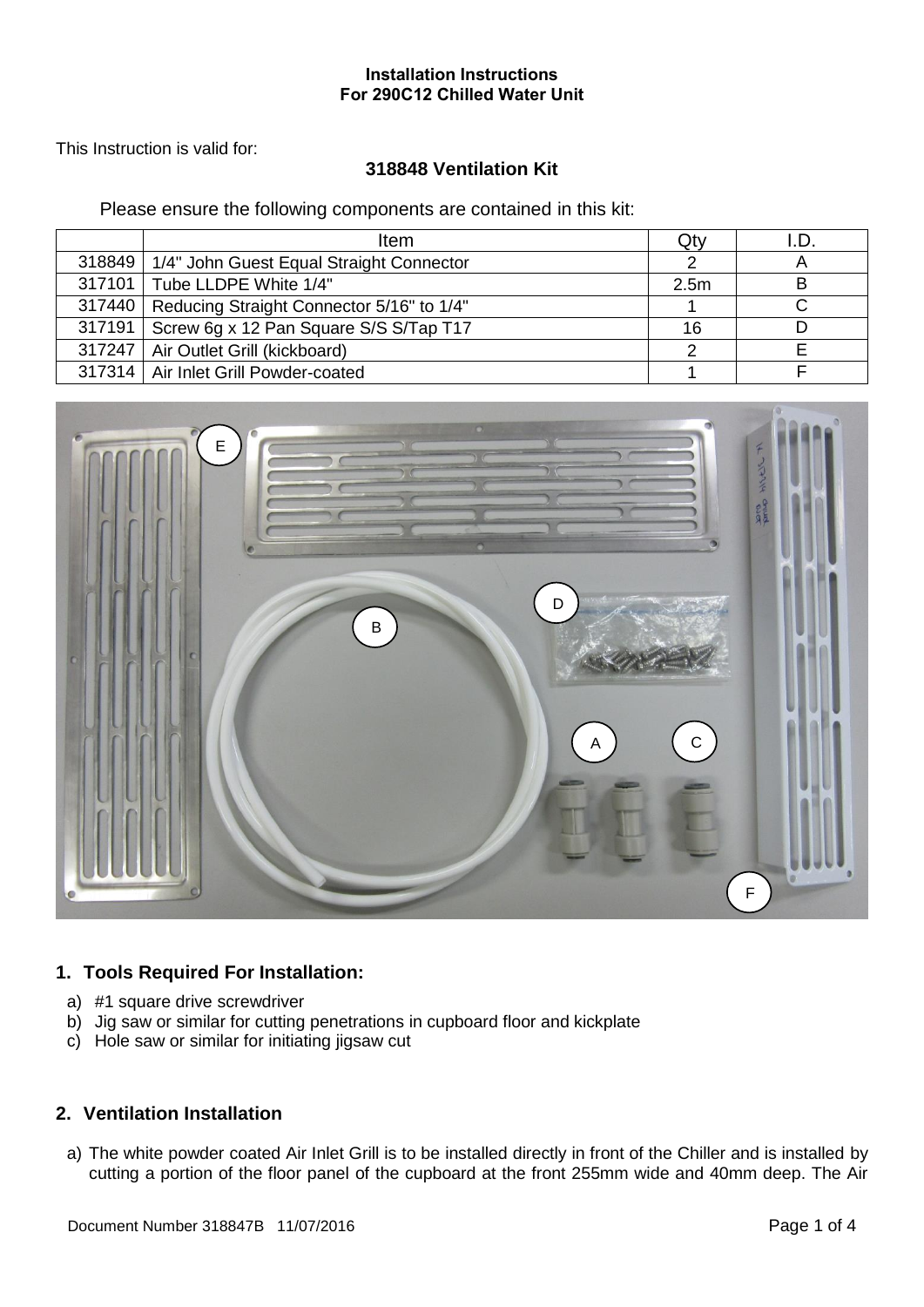**Installation Instructions**
**For 290C12 Chilled Water Unit**

This Instruction is valid for:

**318848 Ventilation Kit**

Please ensure the following components are contained in this kit:

| | Item | Qty | I.D. |
|---|---|---|---|
| 318849 | 1/4" John Guest Equal Straight Connector | 2 | A |
| 317101 | Tube LLDPE White 1/4" | 2.5m | B |
| 317440 | Reducing Straight Connector 5/16" to 1/4" | 1 | C |
| 317191 | Screw 6g x 12 Pan Square S/S S/Tap T17 | 16 | D |
| 317247 | Air Outlet Grill (kickboard) | 2 | E |
| 317314 | Air Inlet Grill Powder-coated | 1 | F |

## 1. Tools Required For Installation:

a) #1 square drive screwdriver
b) Jig saw or similar for cutting penetrations in cupboard floor and kickplate
c) Hole saw or similar for initiating jigsaw cut

## 2. Ventilation Installation

a) The white powder coated Air Inlet Grill is to be installed directly in front of the Chiller and is installed by cutting a portion of the floor panel of the cupboard at the front 255mm wide and 40mm deep. The Air

Document Number 318847B 11/07/2016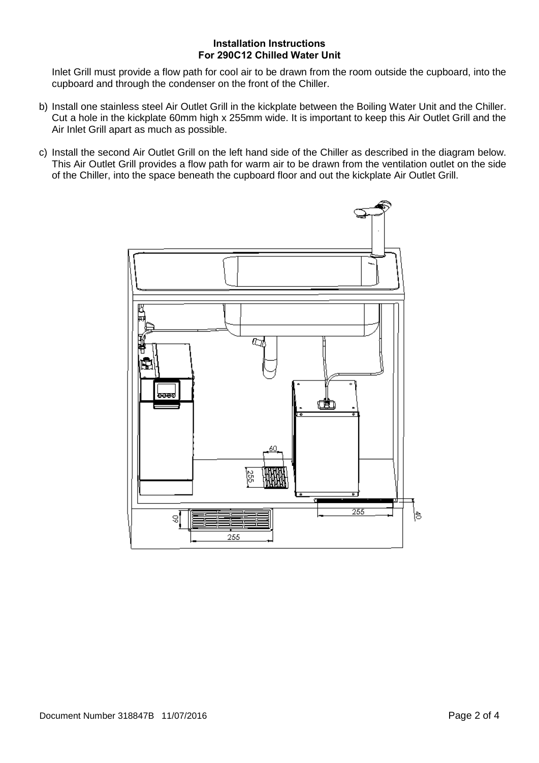Inlet Grill must provide a flow path for cool air to be drawn from the room outside the cupboard, into the cupboard and through the condenser on the front of the Chiller.

b) Install one stainless steel Air Outlet Grill in the kickplate between the Boiling Water Unit and the Chiller. Cut a hole in the kickplate 60mm high x 255mm wide. It is important to keep this Air Outlet Grill and the Air Inlet Grill apart as much as possible.

c) Install the second Air Outlet Grill on the left hand side of the Chiller as described in the diagram below. This Air Outlet Grill provides a flow path for warm air to be drawn from the ventilation outlet on the side of the Chiller, into the space beneath the cupboard floor and out the kickplate Air Outlet Grill.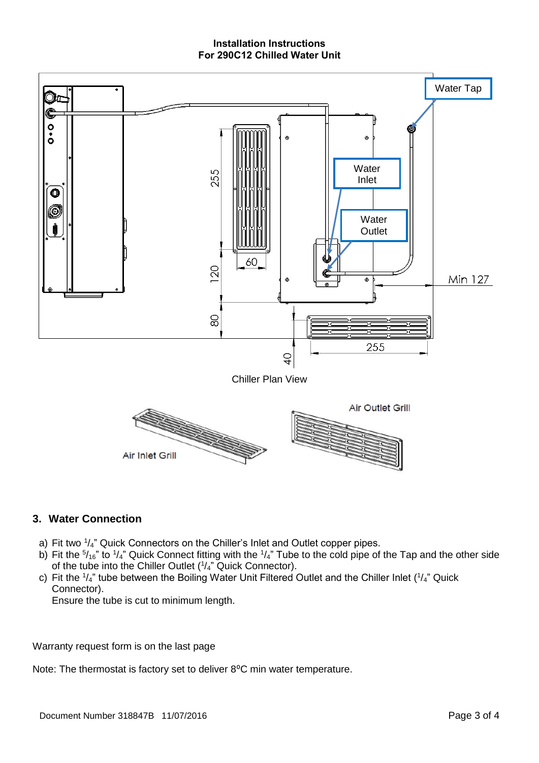**Installation Instructions**
**For 290C12 Chilled Water Unit**

Chiller Plan View

## 3. Water Connection

a) Fit two $^{1}/_{4}$" Quick Connectors on the Chiller's Inlet and Outlet copper pipes.
b) Fit the $^{5}/_{16}$" to $^{1}/_{4}$" Quick Connect fitting with the $^{1}/_{4}$" Tube to the cold pipe of the Tap and the other side of the tube into the Chiller Outlet ($^{1}/_{4}$" Quick Connector).
c) Fit the $^{1}/_{4}$" tube between the Boiling Water Unit Filtered Outlet and the Chiller Inlet ($^{1}/_{4}$" Quick Connector).
   Ensure the tube is cut to minimum length.

Warranty request form is on the last page

Note: The thermostat is factory set to deliver 8ºC min water temperature.

Document Number 318847B 11/07/2016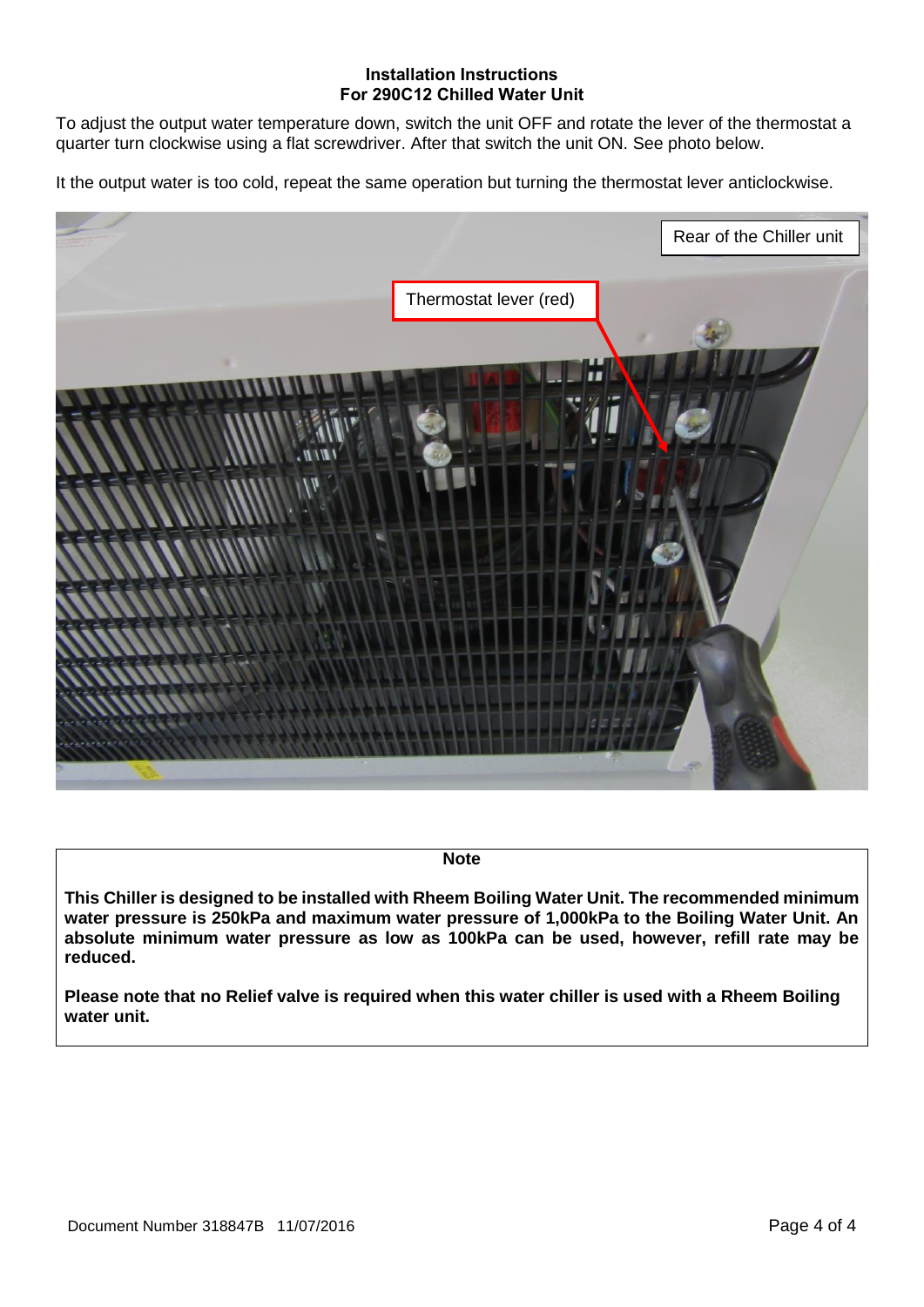**Installation Instructions**
**For 290C12 Chilled Water Unit**

To adjust the output water temperature down, switch the unit OFF and rotate the lever of the thermostat a quarter turn clockwise using a flat screwdriver. After that switch the unit ON. See photo below.

It the output water is too cold, repeat the same operation but turning the thermostat lever anticlockwise.

Rear of the Chiller unit

Thermostat lever (red)

**Note**

**This Chiller is designed to be installed with Rheem Boiling Water Unit. The recommended minimum water pressure is 250kPa and maximum water pressure of 1,000kPa to the Boiling Water Unit. An absolute minimum water pressure as low as 100kPa can be used, however, refill rate may be reduced.**

**Please note that no Relief valve is required when this water chiller is used with a Rheem Boiling water unit.**

Document Number 318847B 11/07/2016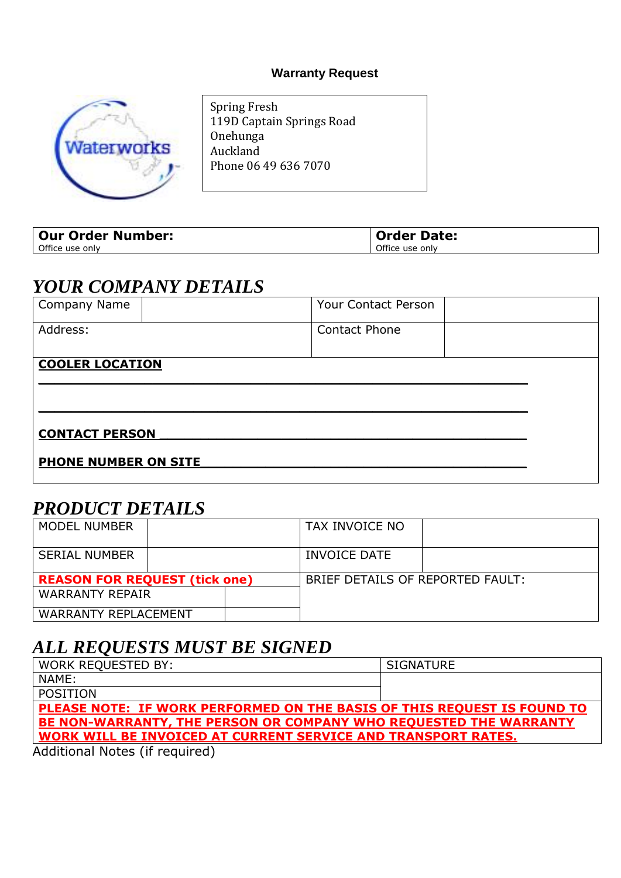# Warranty Request

Waterworks

Spring Fresh
119D Captain Springs Road
Onehunga
Auckland
Phone 06 49 636 7070

| | |
|---|---|
| **Our Order Number:**<br>Office use only | **Order Date:**<br>Office use only |

## *YOUR COMPANY DETAILS*

| | | | |
|---|---|---|---|
| Company Name | | Your Contact Person | |
| Address: | | Contact Phone | |

**COOLER LOCATION**

______________________________________________________________

______________________________________________________________

**CONTACT PERSON** ______________________________________________

**PHONE NUMBER ON SITE** _________________________________________

## *PRODUCT DETAILS*

| | | | |
|---|---|---|---|
| MODEL NUMBER | | TAX INVOICE NO | |
| SERIAL NUMBER | | INVOICE DATE | |
| **REASON FOR REQUEST (tick one)** | | BRIEF DETAILS OF REPORTED FAULT: | |
| WARRANTY REPAIR | | | |
| WARRANTY REPLACEMENT | | | |

## *ALL REQUESTS MUST BE SIGNED*

| | |
|---|---|
| WORK REQUESTED BY: | SIGNATURE |
| NAME: | |
| POSITION | |

**PLEASE NOTE: IF WORK PERFORMED ON THE BASIS OF THIS REQUEST IS FOUND TO BE NON-WARRANTY, THE PERSON OR COMPANY WHO REQUESTED THE WARRANTY WORK WILL BE INVOICED AT CURRENT SERVICE AND TRANSPORT RATES.**

Additional Notes (if required)